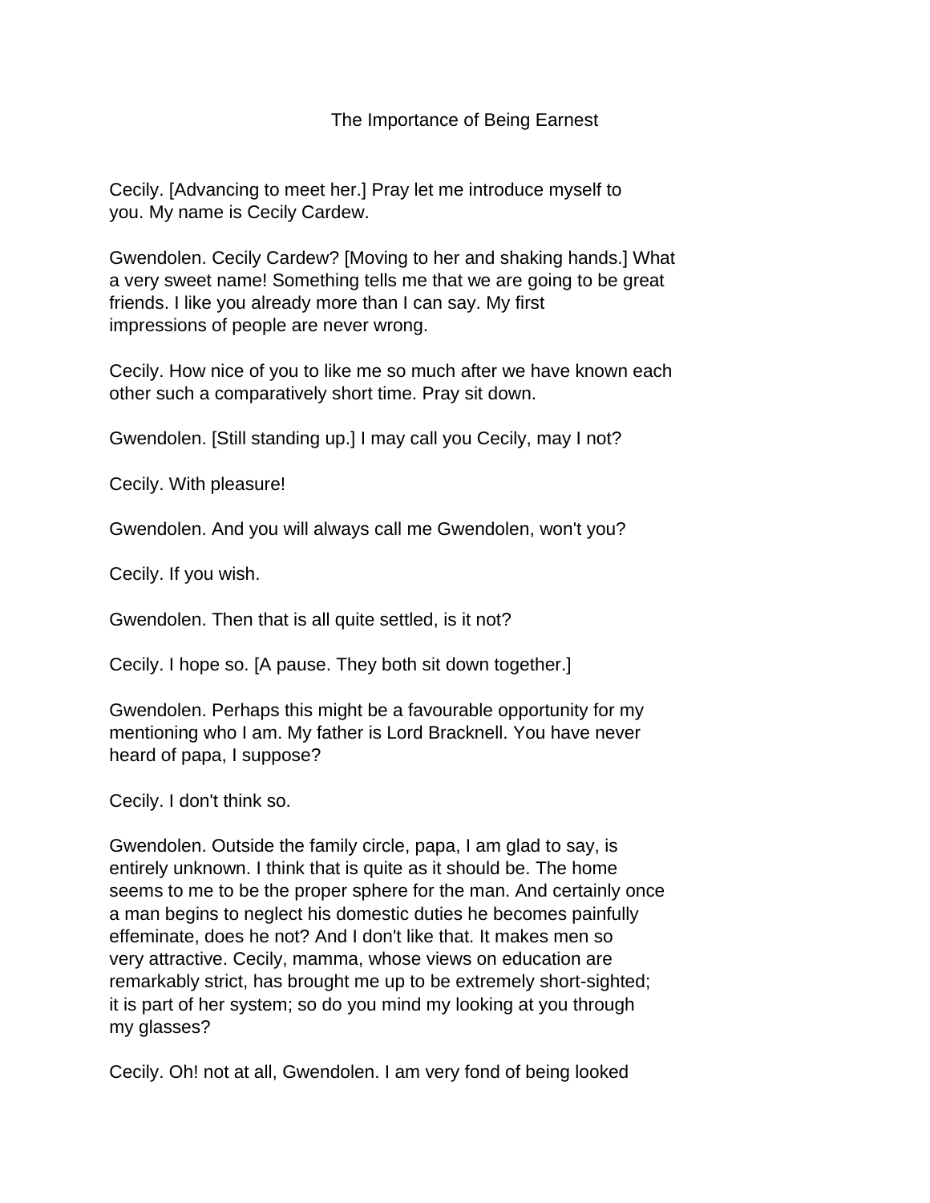# The Importance of Being Earnest

Cecily. [Advancing to meet her.] Pray let me introduce myself to you. My name is Cecily Cardew.

Gwendolen. Cecily Cardew? [Moving to her and shaking hands.] What a very sweet name! Something tells me that we are going to be great friends. I like you already more than I can say. My first impressions of people are never wrong.

Cecily. How nice of you to like me so much after we have known each other such a comparatively short time. Pray sit down.

Gwendolen. [Still standing up.] I may call you Cecily, may I not?

Cecily. With pleasure!

Gwendolen. And you will always call me Gwendolen, won't you?

Cecily. If you wish.

Gwendolen. Then that is all quite settled, is it not?

Cecily. I hope so. [A pause. They both sit down together.]

Gwendolen. Perhaps this might be a favourable opportunity for my mentioning who I am. My father is Lord Bracknell. You have never heard of papa, I suppose?

Cecily. I don't think so.

Gwendolen. Outside the family circle, papa, I am glad to say, is entirely unknown. I think that is quite as it should be. The home seems to me to be the proper sphere for the man. And certainly once a man begins to neglect his domestic duties he becomes painfully effeminate, does he not? And I don't like that. It makes men so very attractive. Cecily, mamma, whose views on education are remarkably strict, has brought me up to be extremely short-sighted; it is part of her system; so do you mind my looking at you through my glasses?

Cecily. Oh! not at all, Gwendolen. I am very fond of being looked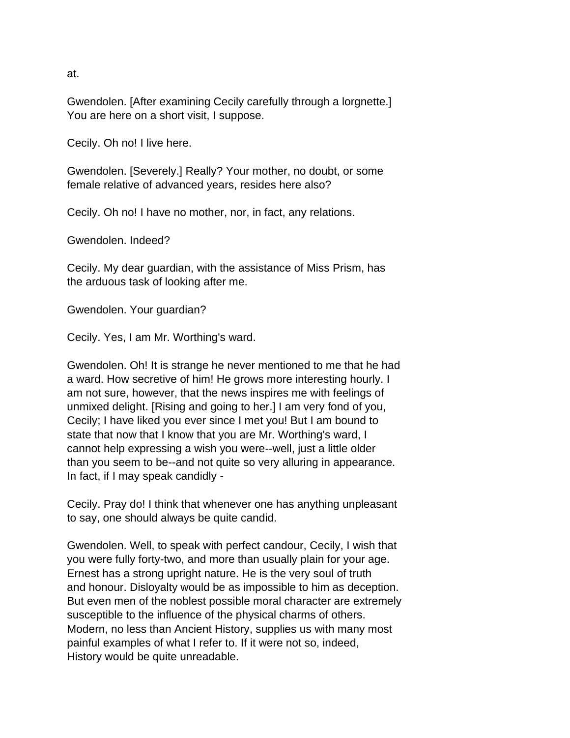at.

Gwendolen. [After examining Cecily carefully through a lorgnette.] You are here on a short visit, I suppose.

Cecily. Oh no! I live here.

Gwendolen. [Severely.] Really? Your mother, no doubt, or some female relative of advanced years, resides here also?

Cecily. Oh no! I have no mother, nor, in fact, any relations.

Gwendolen. Indeed?

Cecily. My dear guardian, with the assistance of Miss Prism, has the arduous task of looking after me.

Gwendolen. Your guardian?

Cecily. Yes, I am Mr. Worthing's ward.

Gwendolen. Oh! It is strange he never mentioned to me that he had a ward. How secretive of him! He grows more interesting hourly. I am not sure, however, that the news inspires me with feelings of unmixed delight. [Rising and going to her.] I am very fond of you, Cecily; I have liked you ever since I met you! But I am bound to state that now that I know that you are Mr. Worthing's ward, I cannot help expressing a wish you were--well, just a little older than you seem to be--and not quite so very alluring in appearance. In fact, if I may speak candidly -

Cecily. Pray do! I think that whenever one has anything unpleasant to say, one should always be quite candid.

Gwendolen. Well, to speak with perfect candour, Cecily, I wish that you were fully forty-two, and more than usually plain for your age. Ernest has a strong upright nature. He is the very soul of truth and honour. Disloyalty would be as impossible to him as deception. But even men of the noblest possible moral character are extremely susceptible to the influence of the physical charms of others. Modern, no less than Ancient History, supplies us with many most painful examples of what I refer to. If it were not so, indeed, History would be quite unreadable.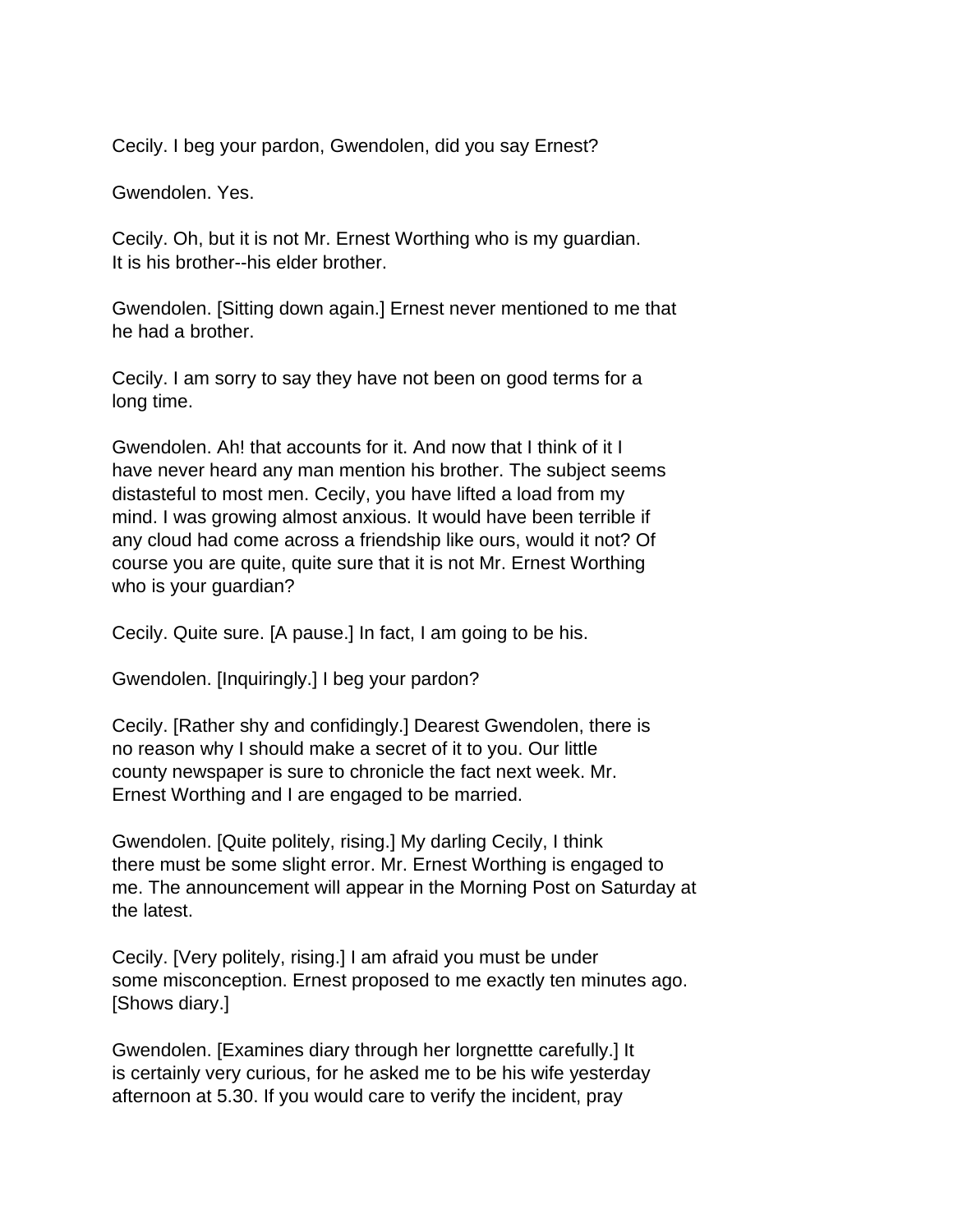Cecily. I beg your pardon, Gwendolen, did you say Ernest?

Gwendolen. Yes.

Cecily. Oh, but it is not Mr. Ernest Worthing who is my guardian. It is his brother--his elder brother.

Gwendolen. [Sitting down again.] Ernest never mentioned to me that he had a brother.

Cecily. I am sorry to say they have not been on good terms for a long time.

Gwendolen. Ah! that accounts for it. And now that I think of it I have never heard any man mention his brother. The subject seems distasteful to most men. Cecily, you have lifted a load from my mind. I was growing almost anxious. It would have been terrible if any cloud had come across a friendship like ours, would it not? Of course you are quite, quite sure that it is not Mr. Ernest Worthing who is your guardian?

Cecily. Quite sure. [A pause.] In fact, I am going to be his.

Gwendolen. [Inquiringly.] I beg your pardon?

Cecily. [Rather shy and confidingly.] Dearest Gwendolen, there is no reason why I should make a secret of it to you. Our little county newspaper is sure to chronicle the fact next week. Mr. Ernest Worthing and I are engaged to be married.

Gwendolen. [Quite politely, rising.] My darling Cecily, I think there must be some slight error. Mr. Ernest Worthing is engaged to me. The announcement will appear in the Morning Post on Saturday at the latest.

Cecily. [Very politely, rising.] I am afraid you must be under some misconception. Ernest proposed to me exactly ten minutes ago. [Shows diary.]

Gwendolen. [Examines diary through her lorgnettte carefully.] It is certainly very curious, for he asked me to be his wife yesterday afternoon at 5.30. If you would care to verify the incident, pray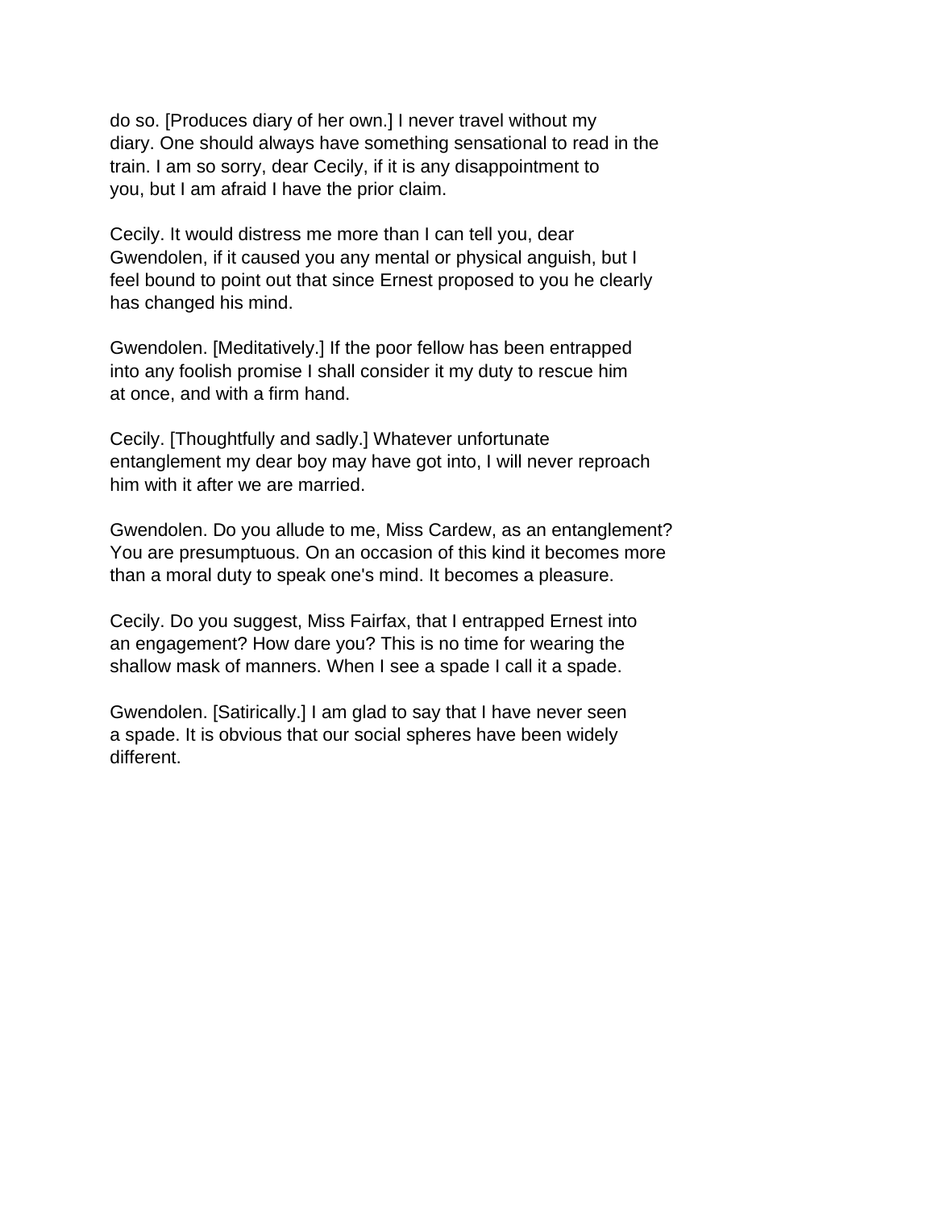do so. [Produces diary of her own.] I never travel without my diary. One should always have something sensational to read in the train. I am so sorry, dear Cecily, if it is any disappointment to you, but I am afraid I have the prior claim.

Cecily. It would distress me more than I can tell you, dear Gwendolen, if it caused you any mental or physical anguish, but I feel bound to point out that since Ernest proposed to you he clearly has changed his mind.

Gwendolen. [Meditatively.] If the poor fellow has been entrapped into any foolish promise I shall consider it my duty to rescue him at once, and with a firm hand.

Cecily. [Thoughtfully and sadly.] Whatever unfortunate entanglement my dear boy may have got into, I will never reproach him with it after we are married.

Gwendolen. Do you allude to me, Miss Cardew, as an entanglement? You are presumptuous. On an occasion of this kind it becomes more than a moral duty to speak one's mind. It becomes a pleasure.

Cecily. Do you suggest, Miss Fairfax, that I entrapped Ernest into an engagement? How dare you? This is no time for wearing the shallow mask of manners. When I see a spade I call it a spade.

Gwendolen. [Satirically.] I am glad to say that I have never seen a spade. It is obvious that our social spheres have been widely different.